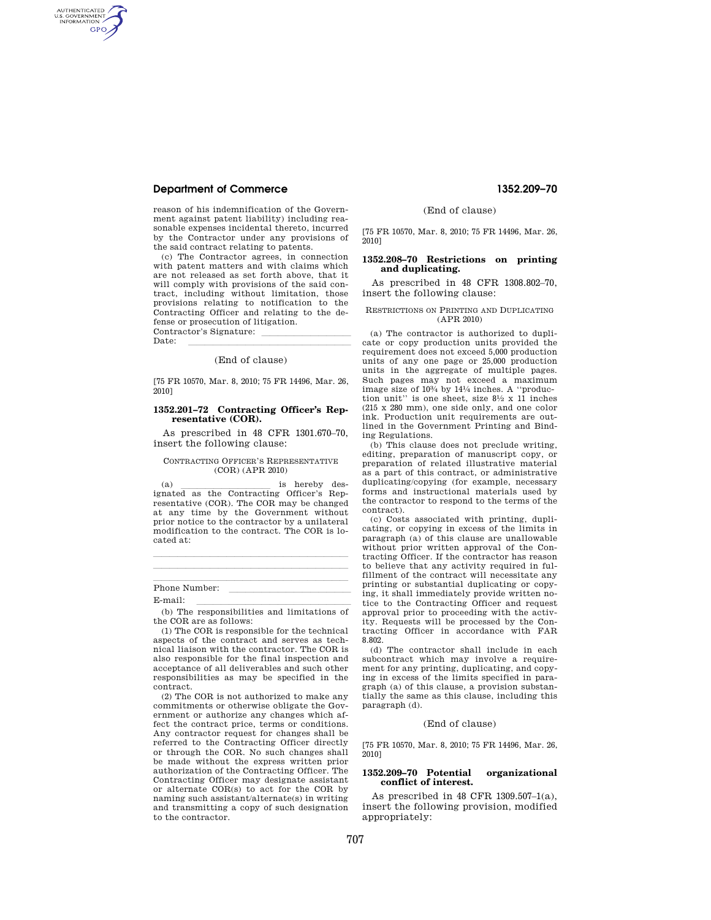reason of his indemnification of the Government against patent liability) including reasonable expenses incidental thereto, incurred by the Contractor under any provisions of the said contract relating to patents.

(c) The Contractor agrees, in connection with patent matters and with claims which are not released as set forth above, that it will comply with provisions of the said contract, including without limitation, those provisions relating to notification to the Contracting Officer and relating to the defense or prosecution of litigation.

Contractor's Signature: \_\_\_\_\_\_\_\_\_\_\_\_\_\_\_\_

Date: \_\_\_\_\_\_\_\_\_\_\_\_\_\_\_\_

(End of clause)

[75 FR 10570, Mar. 8, 2010; 75 FR 14496, Mar. 26, 2010]

### 1352.201–72 Contracting Officer's Representative (COR).

As prescribed in 48 CFR 1301.670–70, insert the following clause:

CONTRACTING OFFICER'S REPRESENTATIVE (COR) (APR 2010)

(a) \_\_\_\_\_\_\_\_\_\_\_\_\_\_\_\_ is hereby designated as the Contracting Officer's Representative (COR). The COR may be changed at any time by the Government without prior notice to the contractor by a unilateral modification to the contract. The COR is located at:

\_\_\_\_\_\_\_\_\_\_\_\_\_\_\_\_\_\_\_\_\_\_\_\_\_\_\_\_\_\_\_\_

\_\_\_\_\_\_\_\_\_\_\_\_\_\_\_\_\_\_\_\_\_\_\_\_\_\_\_\_\_\_\_\_

\_\_\_\_\_\_\_\_\_\_\_\_\_\_\_\_\_\_\_\_\_\_\_\_\_\_\_\_\_\_\_\_

Phone Number: \_\_\_\_\_\_\_\_\_\_\_\_\_\_\_\_

E-mail: \_\_\_\_\_\_\_\_\_\_\_\_\_\_\_\_

(b) The responsibilities and limitations of the COR are as follows:

(1) The COR is responsible for the technical aspects of the contract and serves as technical liaison with the contractor. The COR is also responsible for the final inspection and acceptance of all deliverables and such other responsibilities as may be specified in the contract.

(2) The COR is not authorized to make any commitments or otherwise obligate the Government or authorize any changes which affect the contract price, terms or conditions. Any contractor request for changes shall be referred to the Contracting Officer directly or through the COR. No such changes shall be made without the express written prior authorization of the Contracting Officer. The Contracting Officer may designate assistant or alternate COR(s) to act for the COR by naming such assistant/alternate(s) in writing and transmitting a copy of such designation to the contractor.

(End of clause)

[75 FR 10570, Mar. 8, 2010; 75 FR 14496, Mar. 26, 2010]

### 1352.208–70 Restrictions on printing and duplicating.

As prescribed in 48 CFR 1308.802–70, insert the following clause:

RESTRICTIONS ON PRINTING AND DUPLICATING (APR 2010)

(a) The contractor is authorized to duplicate or copy production units provided the requirement does not exceed 5,000 production units of any one page or 25,000 production units in the aggregate of multiple pages. Such pages may not exceed a maximum image size of 10¾ by 14¼ inches. A "production unit" is one sheet, size 8½ x 11 inches (215 x 280 mm), one side only, and one color ink. Production unit requirements are outlined in the Government Printing and Binding Regulations.

(b) This clause does not preclude writing, editing, preparation of manuscript copy, or preparation of related illustrative material as a part of this contract, or administrative duplicating/copying (for example, necessary forms and instructional materials used by the contractor to respond to the terms of the contract).

(c) Costs associated with printing, duplicating, or copying in excess of the limits in paragraph (a) of this clause are unallowable without prior written approval of the Contracting Officer. If the contractor has reason to believe that any activity required in fulfillment of the contract will necessitate any printing or substantial duplicating or copying, it shall immediately provide written notice to the Contracting Officer and request approval prior to proceeding with the activity. Requests will be processed by the Contracting Officer in accordance with FAR 8.802.

(d) The contractor shall include in each subcontract which may involve a requirement for any printing, duplicating, and copying in excess of the limits specified in paragraph (a) of this clause, a provision substantially the same as this clause, including this paragraph (d).

(End of clause)

[75 FR 10570, Mar. 8, 2010; 75 FR 14496, Mar. 26, 2010]

### 1352.209–70 Potential organizational conflict of interest.

As prescribed in 48 CFR 1309.507–1(a), insert the following provision, modified appropriately: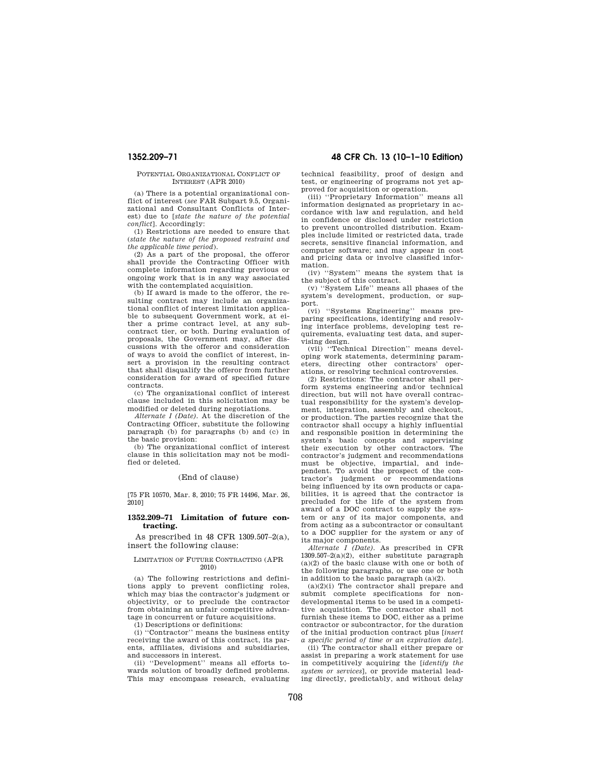POTENTIAL ORGANIZATIONAL CONFLICT OF INTEREST (APR 2010)

(a) There is a potential organizational conflict of interest (*see* FAR Subpart 9.5, Organizational and Consultant Conflicts of Interest) due to [*state the nature of the potential conflict*]. Accordingly:

(1) Restrictions are needed to ensure that (*state the nature of the proposed restraint and the applicable time period*).

(2) As a part of the proposal, the offeror shall provide the Contracting Officer with complete information regarding previous or ongoing work that is in any way associated with the contemplated acquisition.

(b) If award is made to the offeror, the resulting contract may include an organizational conflict of interest limitation applicable to subsequent Government work, at either a prime contract level, at any subcontract tier, or both. During evaluation of proposals, the Government may, after discussions with the offeror and consideration of ways to avoid the conflict of interest, insert a provision in the resulting contract that shall disqualify the offeror from further consideration for award of specified future contracts.

(c) The organizational conflict of interest clause included in this solicitation may be modified or deleted during negotiations.

*Alternate I (Date)*. At the discretion of the Contracting Officer, substitute the following paragraph (b) for paragraphs (b) and (c) in the basic provision:

(b) The organizational conflict of interest clause in this solicitation may not be modified or deleted.

(End of clause)

[75 FR 10570, Mar. 8, 2010; 75 FR 14496, Mar. 26, 2010]

### 1352.209–71 Limitation of future contracting.

As prescribed in 48 CFR 1309.507–2(a), insert the following clause:

LIMITATION OF FUTURE CONTRACTING (APR 2010)

(a) The following restrictions and definitions apply to prevent conflicting roles, which may bias the contractor's judgment or objectivity, or to preclude the contractor from obtaining an unfair competitive advantage in concurrent or future acquisitions.

(1) Descriptions or definitions:

(i) "Contractor" means the business entity receiving the award of this contract, its parents, affiliates, divisions and subsidiaries, and successors in interest.

(ii) "Development" means all efforts towards solution of broadly defined problems. This may encompass research, evaluating technical feasibility, proof of design and test, or engineering of programs not yet approved for acquisition or operation.

(iii) "Proprietary Information" means all information designated as proprietary in accordance with law and regulation, and held in confidence or disclosed under restriction to prevent uncontrolled distribution. Examples include limited or restricted data, trade secrets, sensitive financial information, and computer software; and may appear in cost and pricing data or involve classified information.

(iv) "System" means the system that is the subject of this contract.

(v) "System Life" means all phases of the system's development, production, or support.

(vi) "Systems Engineering" means preparing specifications, identifying and resolving interface problems, developing test requirements, evaluating test data, and supervising design.

(vii) "Technical Direction" means developing work statements, determining parameters, directing other contractors' operations, or resolving technical controversies.

(2) Restrictions: The contractor shall perform systems engineering and/or technical direction, but will not have overall contractual responsibility for the system's development, integration, assembly and checkout, or production. The parties recognize that the contractor shall occupy a highly influential and responsible position in determining the system's basic concepts and supervising their execution by other contractors. The contractor's judgment and recommendations must be objective, impartial, and independent. To avoid the prospect of the contractor's judgment or recommendations being influenced by its own products or capabilities, it is agreed that the contractor is precluded for the life of the system from award of a DOC contract to supply the system or any of its major components, and from acting as a subcontractor or consultant to a DOC supplier for the system or any of its major components.

*Alternate I (Date)*. As prescribed in CFR 1309.507–2(a)(2), either substitute paragraph (a)(2) of the basic clause with one or both of the following paragraphs, or use one or both in addition to the basic paragraph (a)(2).

(a)(2)(i) The contractor shall prepare and submit complete specifications for non-developmental items to be used in a competitive acquisition. The contractor shall not furnish these items to DOC, either as a prime contractor or subcontractor, for the duration of the initial production contract plus [*insert a specific period of time or an expiration date*].

(ii) The contractor shall either prepare or assist in preparing a work statement for use in competitively acquiring the [*identify the system or services*], or provide material leading directly, predictably, and without delay